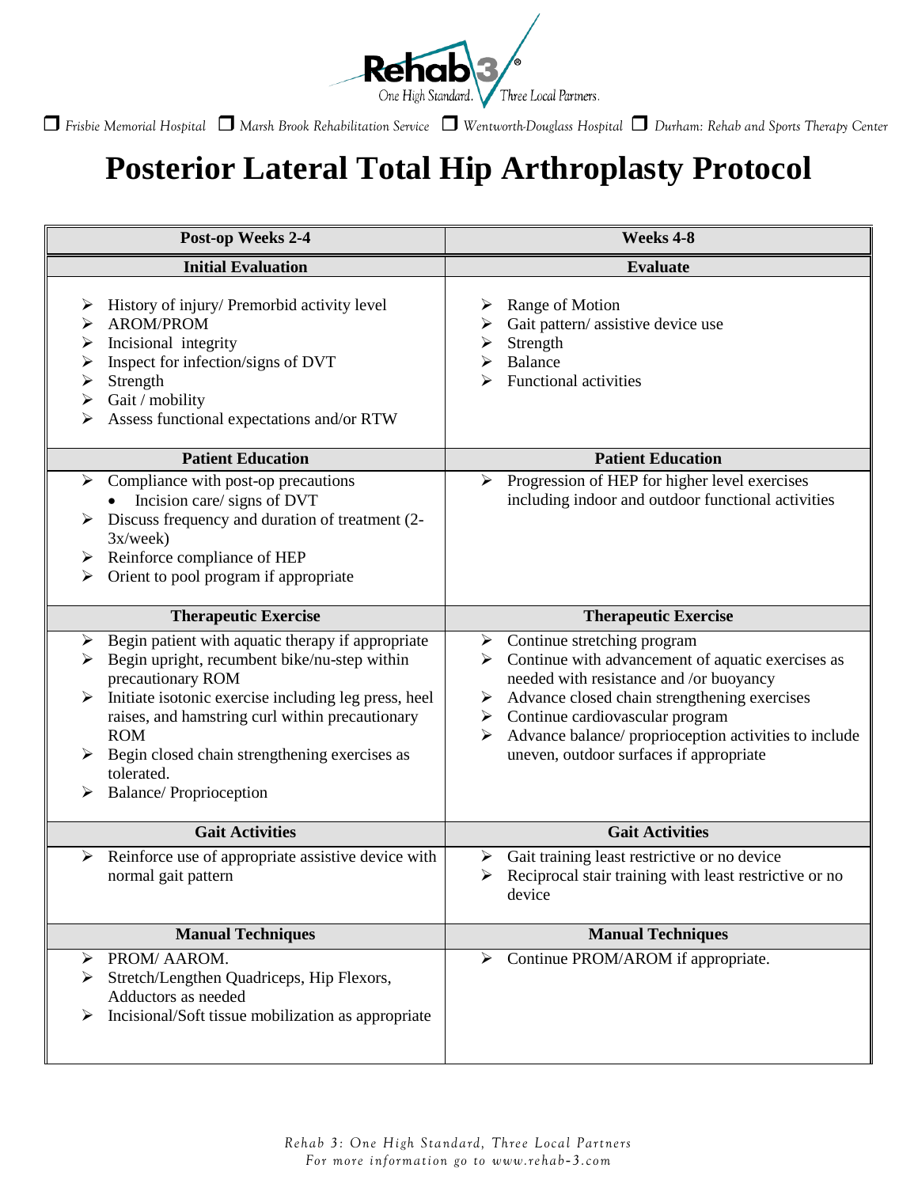Rehab 3®
One High Standard. Three Local Partners.

❐ *Frisbie Memorial Hospital* ❐ *Marsh Brook Rehabilitation Service* ❐ *Wentworth-Douglass Hospital* ❐ *Durham: Rehab and Sports Therapy Center*

# Posterior Lateral Total Hip Arthroplasty Protocol

| Post-op Weeks 2-4 | Weeks 4-8 |
|---|---|
| **Initial Evaluation** | **Evaluate** |
| ➢ History of injury/ Premorbid activity level<br>➢ AROM/PROM<br>➢ Incisional integrity<br>➢ Inspect for infection/signs of DVT<br>➢ Strength<br>➢ Gait / mobility<br>➢ Assess functional expectations and/or RTW | ➢ Range of Motion<br>➢ Gait pattern/ assistive device use<br>➢ Strength<br>➢ Balance<br>➢ Functional activities |
| **Patient Education** | **Patient Education** |
| ➢ Compliance with post-op precautions<br>• Incision care/ signs of DVT<br>➢ Discuss frequency and duration of treatment (2-3x/week)<br>➢ Reinforce compliance of HEP<br>➢ Orient to pool program if appropriate | ➢ Progression of HEP for higher level exercises including indoor and outdoor functional activities |
| **Therapeutic Exercise** | **Therapeutic Exercise** |
| ➢ Begin patient with aquatic therapy if appropriate<br>➢ Begin upright, recumbent bike/nu-step within precautionary ROM<br>➢ Initiate isotonic exercise including leg press, heel raises, and hamstring curl within precautionary ROM<br>➢ Begin closed chain strengthening exercises as tolerated.<br>➢ Balance/ Proprioception | ➢ Continue stretching program<br>➢ Continue with advancement of aquatic exercises as needed with resistance and /or buoyancy<br>➢ Advance closed chain strengthening exercises<br>➢ Continue cardiovascular program<br>➢ Advance balance/ proprioception activities to include uneven, outdoor surfaces if appropriate |
| **Gait Activities** | **Gait Activities** |
| ➢ Reinforce use of appropriate assistive device with normal gait pattern | ➢ Gait training least restrictive or no device<br>➢ Reciprocal stair training with least restrictive or no device |
| **Manual Techniques** | **Manual Techniques** |
| ➢ PROM/ AAROM.<br>➢ Stretch/Lengthen Quadriceps, Hip Flexors, Adductors as needed<br>➢ Incisional/Soft tissue mobilization as appropriate | ➢ Continue PROM/AROM if appropriate. |

*Rehab 3: One High Standard, Three Local Partners*
*For more information go to www.rehab-3.com*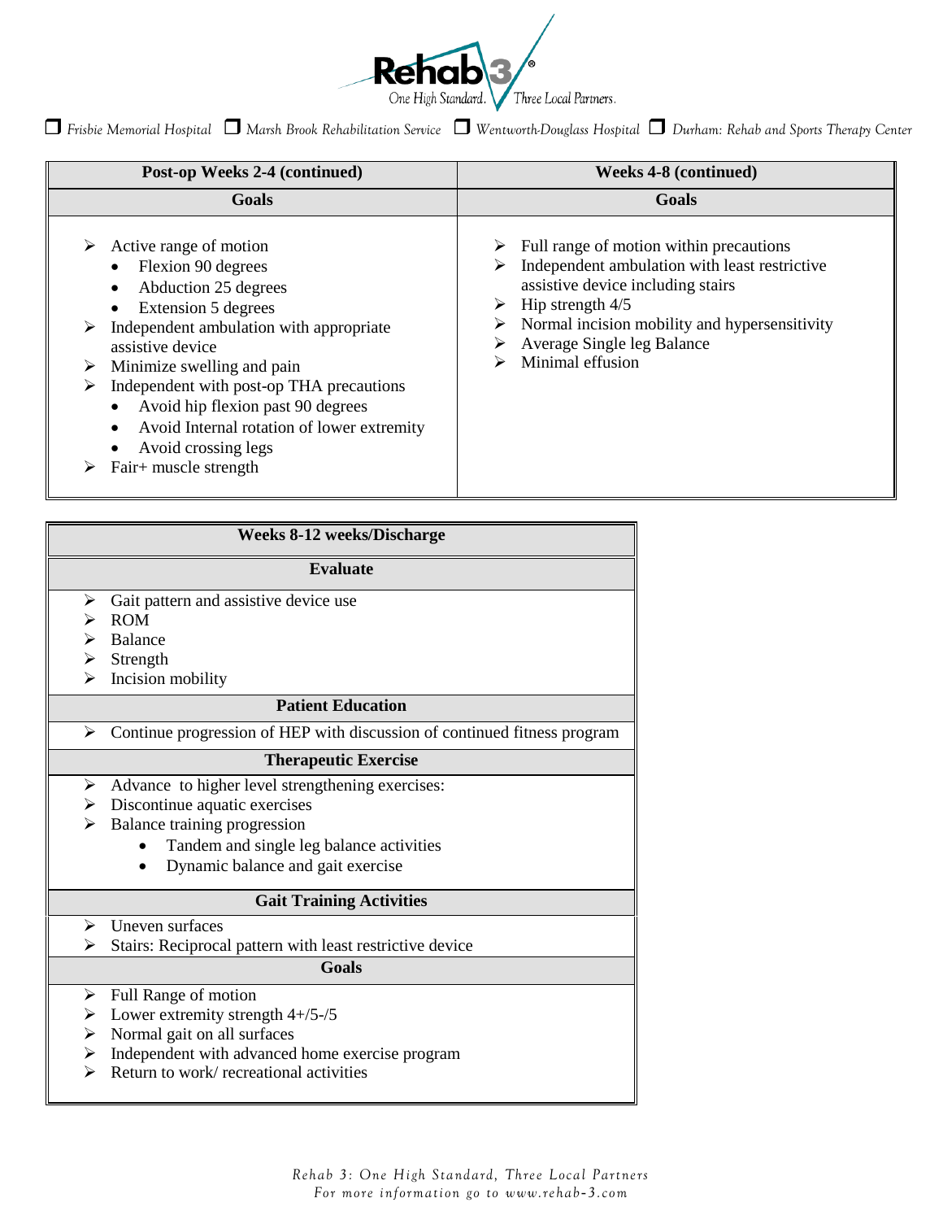☐ *Frisbie Memorial Hospital* ☐ *Marsh Brook Rehabilitation Service* ☐ *Wentworth-Douglass Hospital* ☐ *Durham: Rehab and Sports Therapy Center*

| **Post-op Weeks 2-4 (continued)** | **Weeks 4-8 (continued)** |
|---|---|
| **Goals** | **Goals** |
| ➢ Active range of motion<br>• Flexion 90 degrees<br>• Abduction 25 degrees<br>• Extension 5 degrees<br>➢ Independent ambulation with appropriate assistive device<br>➢ Minimize swelling and pain<br>➢ Independent with post-op THA precautions<br>• Avoid hip flexion past 90 degrees<br>• Avoid Internal rotation of lower extremity<br>• Avoid crossing legs<br>➢ Fair+ muscle strength | ➢ Full range of motion within precautions<br>➢ Independent ambulation with least restrictive assistive device including stairs<br>➢ Hip strength 4/5<br>➢ Normal incision mobility and hypersensitivity<br>➢ Average Single leg Balance<br>➢ Minimal effusion |

| **Weeks 8-12 weeks/Discharge** |
|---|
| **Evaluate** |
| ➢ Gait pattern and assistive device use<br>➢ ROM<br>➢ Balance<br>➢ Strength<br>➢ Incision mobility |
| **Patient Education** |
| ➢ Continue progression of HEP with discussion of continued fitness program |
| **Therapeutic Exercise** |
| ➢ Advance to higher level strengthening exercises:<br>➢ Discontinue aquatic exercises<br>➢ Balance training progression<br>• Tandem and single leg balance activities<br>• Dynamic balance and gait exercise |
| **Gait Training Activities** |
| ➢ Uneven surfaces<br>➢ Stairs: Reciprocal pattern with least restrictive device |
| **Goals** |
| ➢ Full Range of motion<br>➢ Lower extremity strength 4+/5-/5<br>➢ Normal gait on all surfaces<br>➢ Independent with advanced home exercise program<br>➢ Return to work/ recreational activities |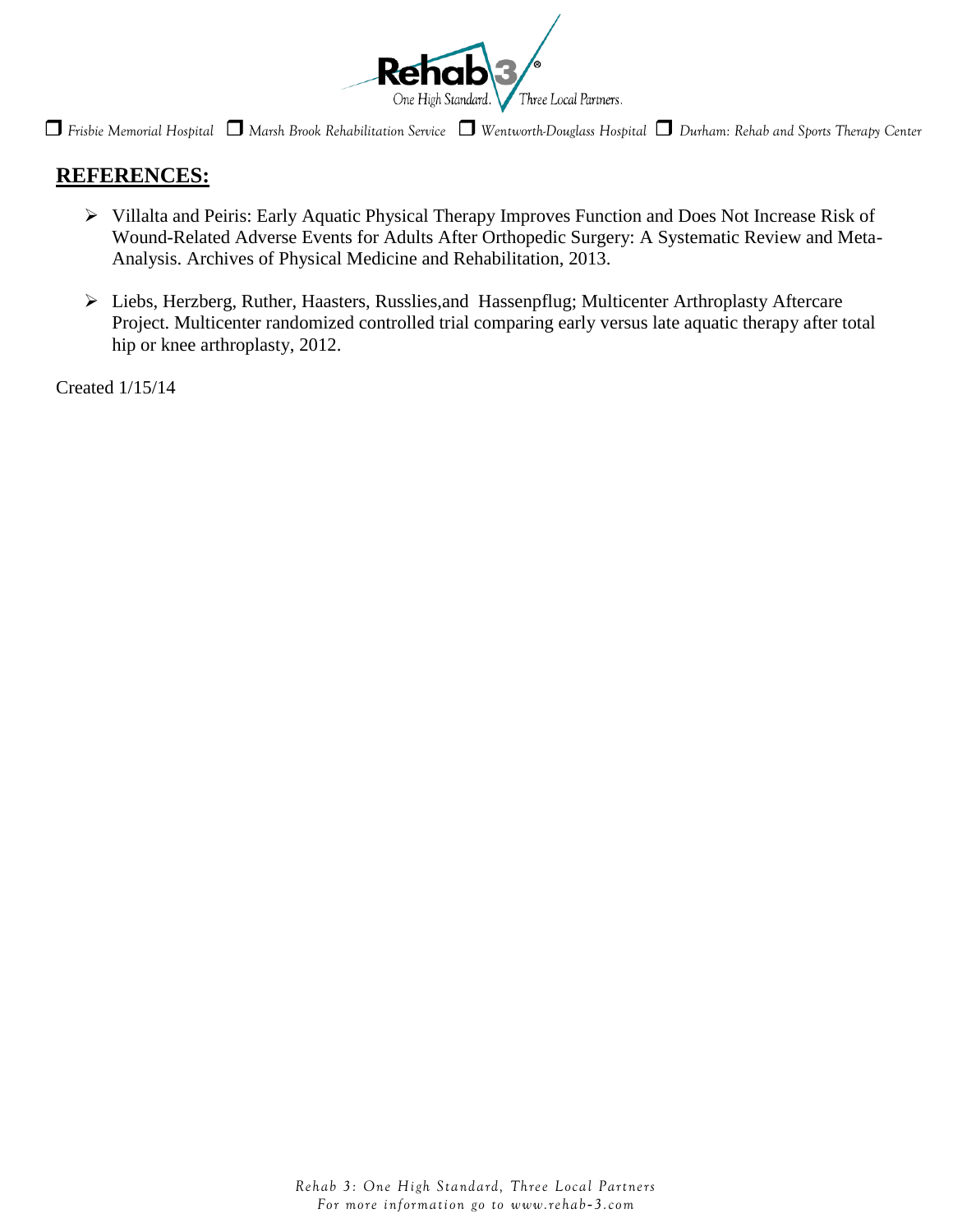## REFERENCES:

- Villalta and Peiris: Early Aquatic Physical Therapy Improves Function and Does Not Increase Risk of Wound-Related Adverse Events for Adults After Orthopedic Surgery: A Systematic Review and Meta-Analysis. Archives of Physical Medicine and Rehabilitation, 2013.
- Liebs, Herzberg, Ruther, Haasters, Russlies,and Hassenpflug; Multicenter Arthroplasty Aftercare Project. Multicenter randomized controlled trial comparing early versus late aquatic therapy after total hip or knee arthroplasty, 2012.

Created 1/15/14